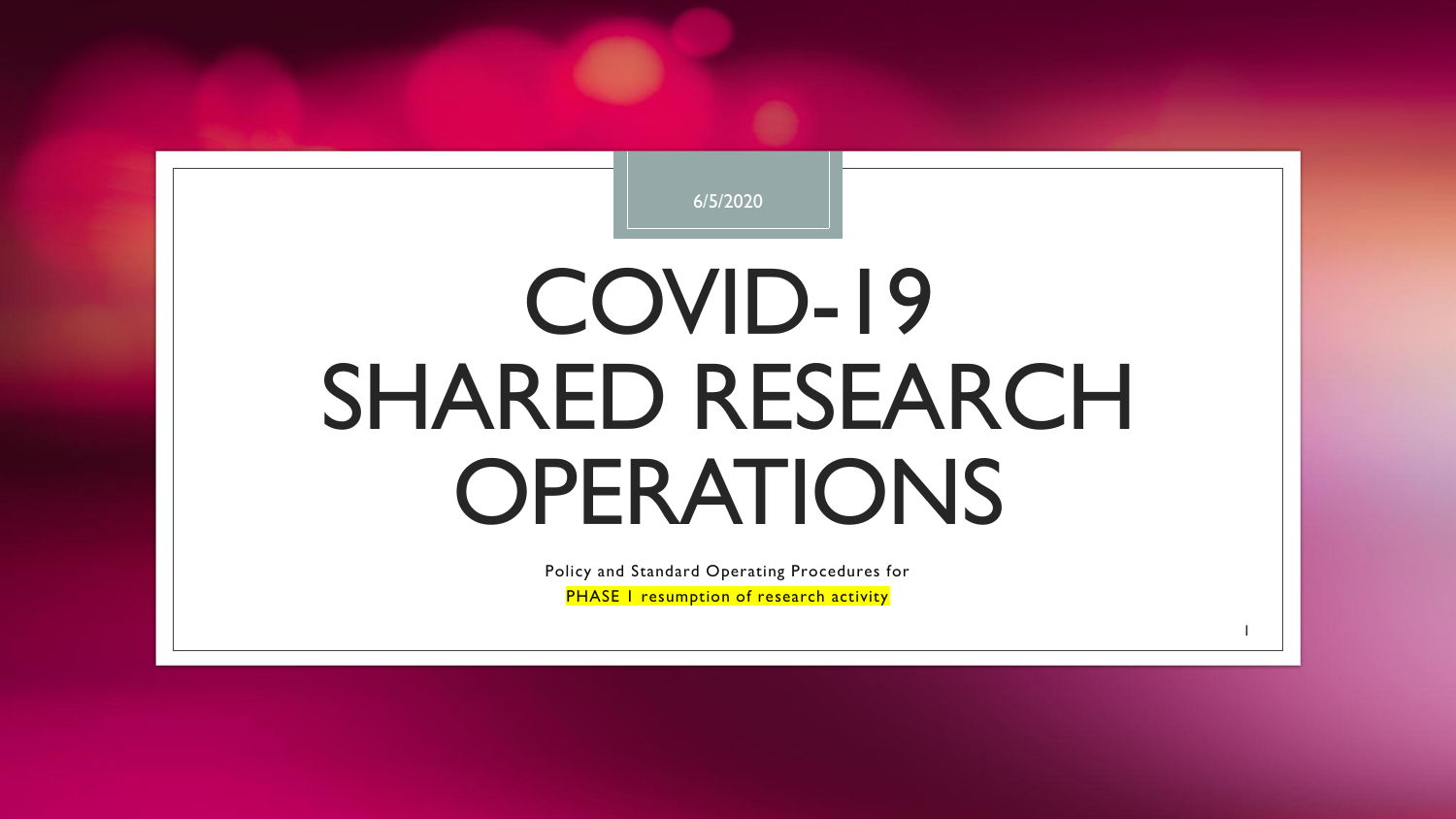6/5/2020

# COVID-19 SHARED RESEARCH OPERATIONS

Policy and Standard Operating Procedures for

PHASE 1 resumption of research activity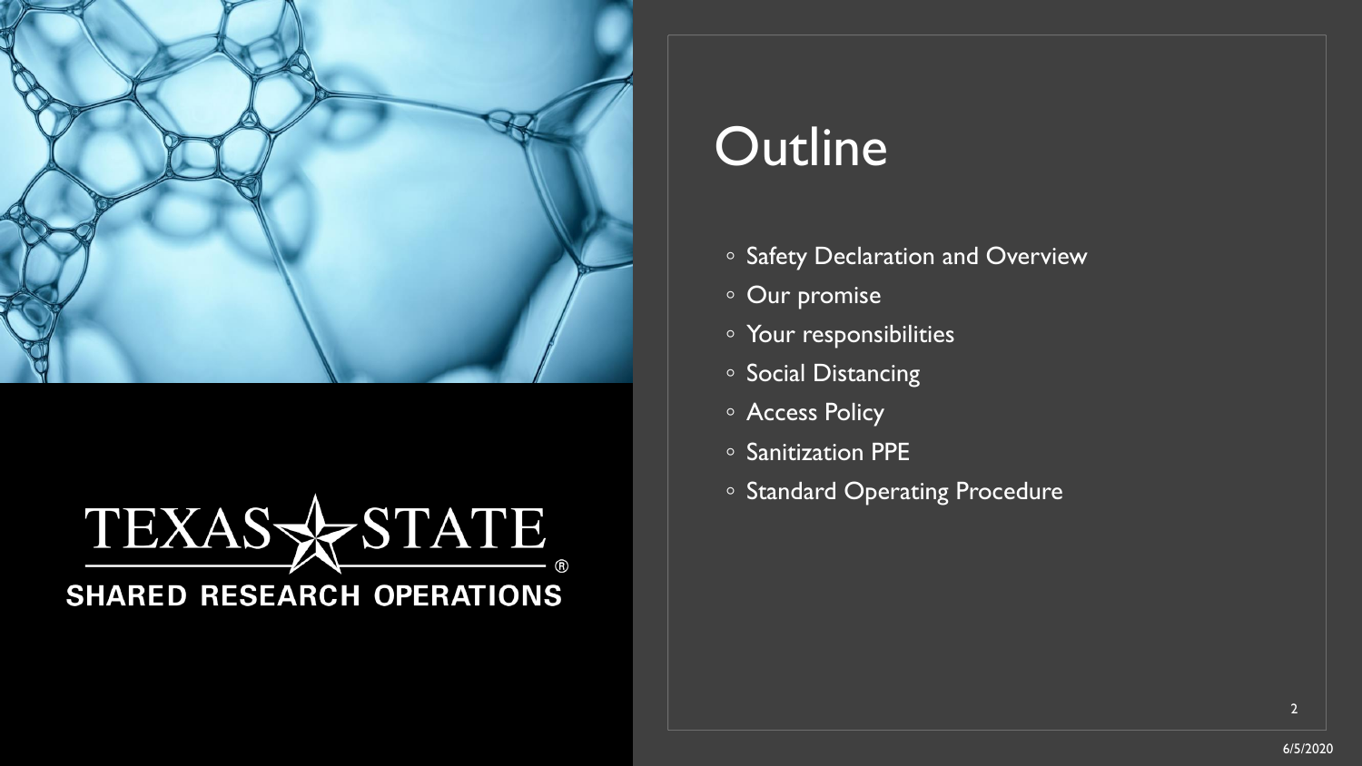# Outline

- Safety Declaration and Overview
- Our promise
- Your responsibilities
- Social Distancing
- Access Policy
- Sanitization PPE
- Standard Operating Procedure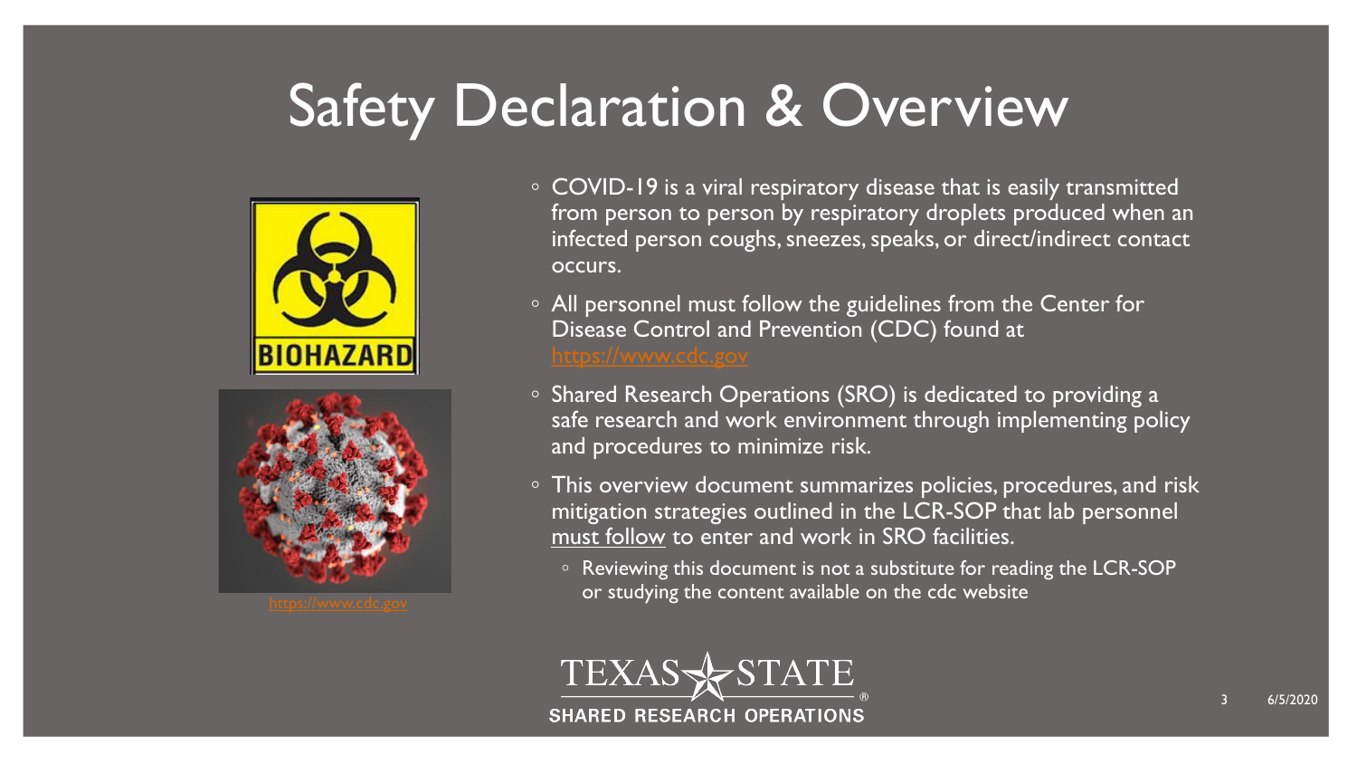# Safety Declaration & Overview

- COVID-19 is a viral respiratory disease that is easily transmitted from person to person by respiratory droplets produced when an infected person coughs, sneezes, speaks, or direct/indirect contact occurs.
- All personnel must follow the guidelines from the Center for Disease Control and Prevention (CDC) found at https://www.cdc.gov
- Shared Research Operations (SRO) is dedicated to providing a safe research and work environment through implementing policy and procedures to minimize risk.
- This overview document summarizes policies, procedures, and risk mitigation strategies outlined in the LCR-SOP that lab personnel must follow to enter and work in SRO facilities.
  - Reviewing this document is not a substitute for reading the LCR-SOP or studying the content available on the cdc website

https://www.cdc.gov

TEXAS STATE
SHARED RESEARCH OPERATIONS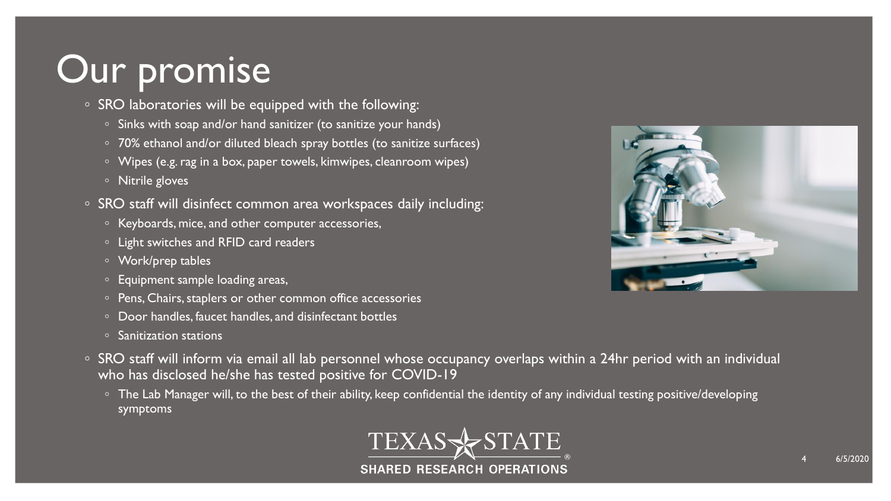# Our promise

- SRO laboratories will be equipped with the following:
  - Sinks with soap and/or hand sanitizer (to sanitize your hands)
  - 70% ethanol and/or diluted bleach spray bottles (to sanitize surfaces)
  - Wipes (e.g. rag in a box, paper towels, kimwipes, cleanroom wipes)
  - Nitrile gloves
- SRO staff will disinfect common area workspaces daily including:
  - Keyboards, mice, and other computer accessories,
  - Light switches and RFID card readers
  - Work/prep tables
  - Equipment sample loading areas,
  - Pens, Chairs, staplers or other common office accessories
  - Door handles, faucet handles, and disinfectant bottles
  - Sanitization stations
- SRO staff will inform via email all lab personnel whose occupancy overlaps within a 24hr period with an individual who has disclosed he/she has tested positive for COVID-19
  - The Lab Manager will, to the best of their ability, keep confidential the identity of any individual testing positive/developing symptoms

TEXAS STATE SHARED RESEARCH OPERATIONS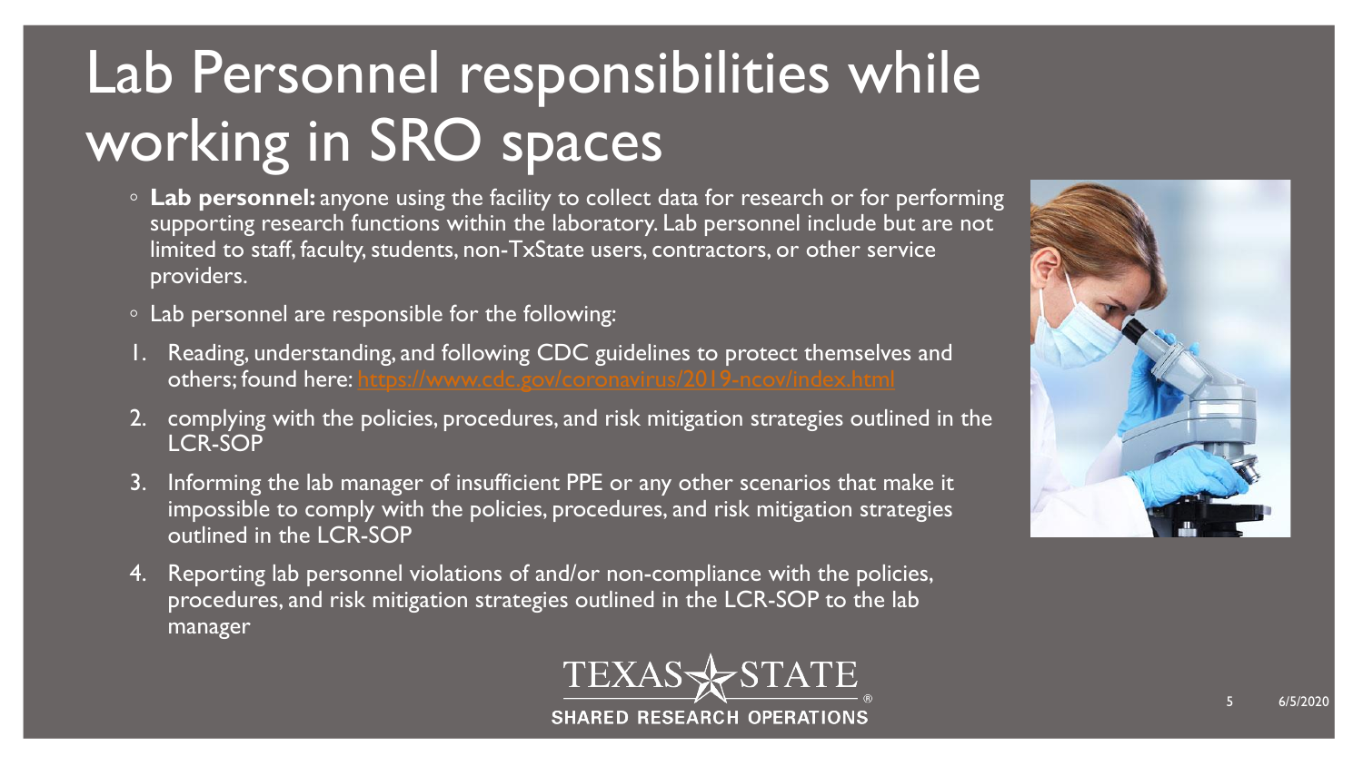# Lab Personnel responsibilities while working in SRO spaces

- **Lab personnel:** anyone using the facility to collect data for research or for performing supporting research functions within the laboratory. Lab personnel include but are not limited to staff, faculty, students, non-TxState users, contractors, or other service providers.
- Lab personnel are responsible for the following:

1. Reading, understanding, and following CDC guidelines to protect themselves and others; found here: https://www.cdc.gov/coronavirus/2019-ncov/index.html
2. complying with the policies, procedures, and risk mitigation strategies outlined in the LCR-SOP
3. Informing the lab manager of insufficient PPE or any other scenarios that make it impossible to comply with the policies, procedures, and risk mitigation strategies outlined in the LCR-SOP
4. Reporting lab personnel violations of and/or non-compliance with the policies, procedures, and risk mitigation strategies outlined in the LCR-SOP to the lab manager

TEXAS STATE
SHARED RESEARCH OPERATIONS

6/5/2020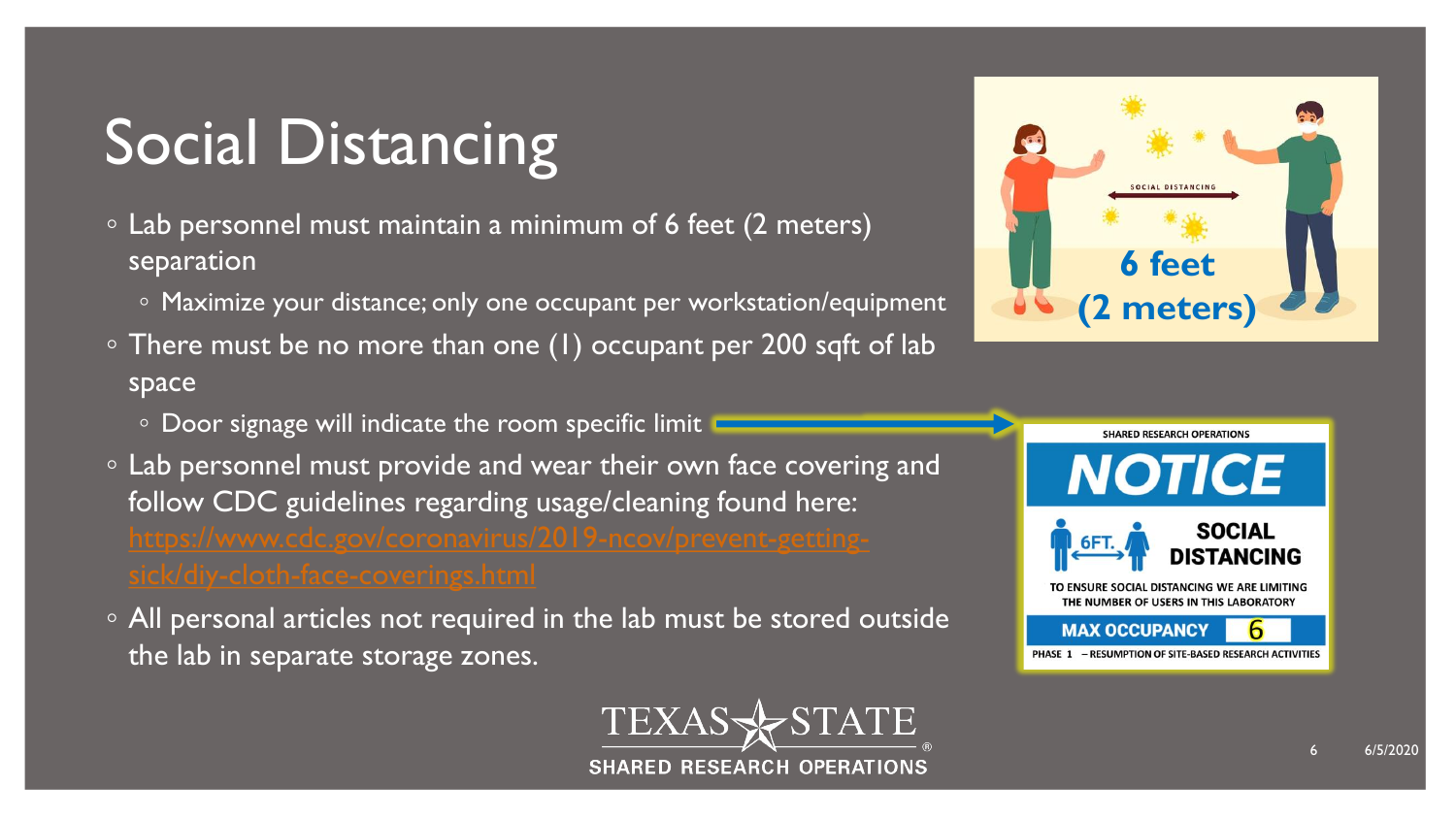# Social Distancing

- Lab personnel must maintain a minimum of 6 feet (2 meters) separation
  - Maximize your distance; only one occupant per workstation/equipment
- There must be no more than one (1) occupant per 200 sqft of lab space
  - Door signage will indicate the room specific limit
- Lab personnel must provide and wear their own face covering and follow CDC guidelines regarding usage/cleaning found here: https://www.cdc.gov/coronavirus/2019-ncov/prevent-getting-sick/diy-cloth-face-coverings.html
- All personal articles not required in the lab must be stored outside the lab in separate storage zones.

TEXAS STATE
SHARED RESEARCH OPERATIONS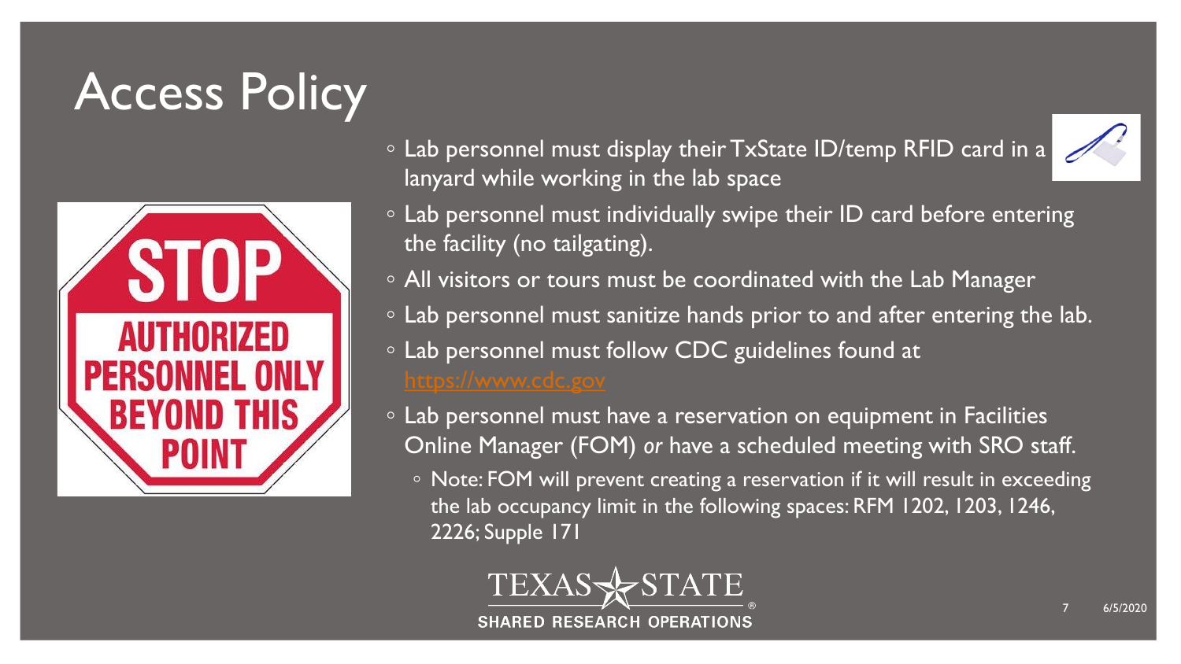# Access Policy

- Lab personnel must display their TxState ID/temp RFID card in a lanyard while working in the lab space
- Lab personnel must individually swipe their ID card before entering the facility (no tailgating).
- All visitors or tours must be coordinated with the Lab Manager
- Lab personnel must sanitize hands prior to and after entering the lab.
- Lab personnel must follow CDC guidelines found at [https://www.cdc.gov](https://www.cdc.gov)
- Lab personnel must have a reservation on equipment in Facilities Online Manager (FOM) *or* have a scheduled meeting with SRO staff.
  - Note: FOM will prevent creating a reservation if it will result in exceeding the lab occupancy limit in the following spaces: RFM 1202, 1203, 1246, 2226; Supple 171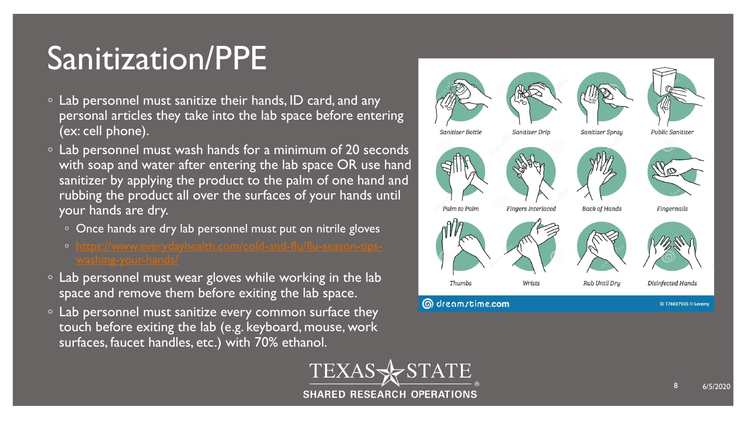# Sanitization/PPE

- Lab personnel must sanitize their hands, ID card, and any personal articles they take into the lab space before entering (ex: cell phone).
- Lab personnel must wash hands for a minimum of 20 seconds with soap and water after entering the lab space OR use hand sanitizer by applying the product to the palm of one hand and rubbing the product all over the surfaces of your hands until your hands are dry.
  - Once hands are dry lab personnel must put on nitrile gloves
  - https://www.everydayhealth.com/cold-and-flu/flu-season-tips-washing-your-hands/
- Lab personnel must wear gloves while working in the lab space and remove them before exiting the lab space.
- Lab personnel must sanitize every common surface they touch before exiting the lab (e.g. keyboard, mouse, work surfaces, faucet handles, etc.) with 70% ethanol.

Sanitizer Bottle | Sanitizer Drip | Sanitizer Spray | Public Sanitizer

Palm to Palm | Fingers Interlaced | Back of Hands | Fingernails

Thumbs | Wrists | Rub Until Dry | Disinfected Hands

dreamstime.com ID 176027935 © Leremy

TEXAS STATE SHARED RESEARCH OPERATIONS

6/5/2020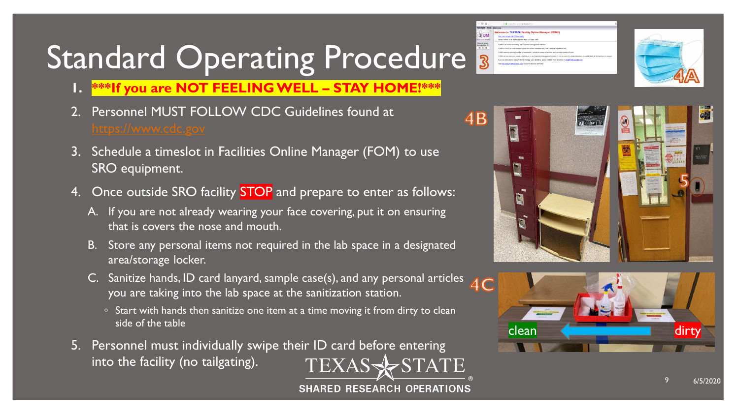# Standard Operating Procedure

1. **\*\*\*If you are NOT FEELING WELL – STAY HOME!\*\*\***
2. Personnel MUST FOLLOW CDC Guidelines found at https://www.cdc.gov
3. Schedule a timeslot in Facilities Online Manager (FOM) to use SRO equipment.
4. Once outside SRO facility STOP and prepare to enter as follows:
   - A. If you are not already wearing your face covering, put it on ensuring that is covers the nose and mouth.
   - B. Store any personal items not required in the lab space in a designated area/storage locker.
   - C. Sanitize hands, ID card lanyard, sample case(s), and any personal articles you are taking into the lab space at the sanitization station.
     - Start with hands then sanitize one item at a time moving it from dirty to clean side of the table
5. Personnel must individually swipe their ID card before entering into the facility (no tailgating).

3

4A

4B

5

4C

clean

dirty

TEXAS STATE
SHARED RESEARCH OPERATIONS

6/5/2020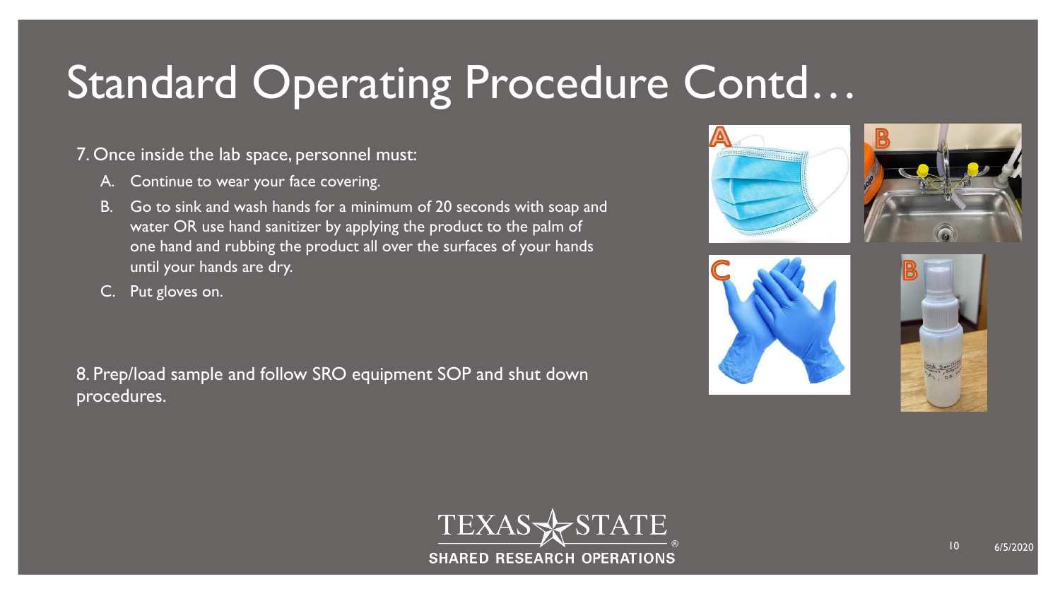# Standard Operating Procedure Contd…

7. Once inside the lab space, personnel must:
   A. Continue to wear your face covering.
   B. Go to sink and wash hands for a minimum of 20 seconds with soap and water OR use hand sanitizer by applying the product to the palm of one hand and rubbing the product all over the surfaces of your hands until your hands are dry.
   C. Put gloves on.

8. Prep/load sample and follow SRO equipment SOP and shut down procedures.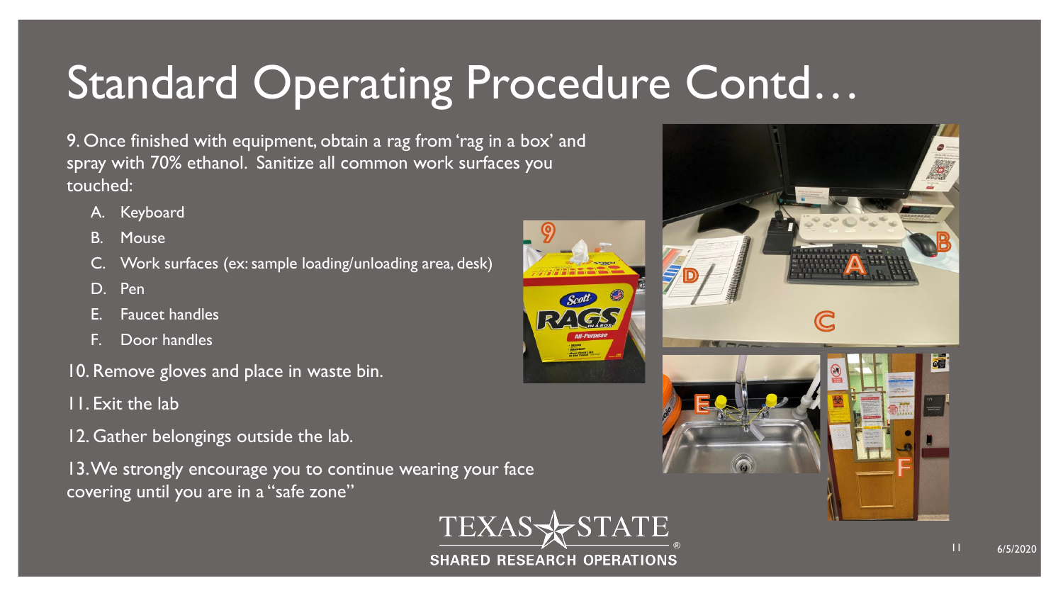# Standard Operating Procedure Contd…

9. Once finished with equipment, obtain a rag from 'rag in a box' and spray with 70% ethanol. Sanitize all common work surfaces you touched:

   A. Keyboard
   B. Mouse
   C. Work surfaces (ex: sample loading/unloading area, desk)
   D. Pen
   E. Faucet handles
   F. Door handles

10. Remove gloves and place in waste bin.

11. Exit the lab

12. Gather belongings outside the lab.

13. We strongly encourage you to continue wearing your face covering until you are in a "safe zone"

TEXAS STATE
SHARED RESEARCH OPERATIONS